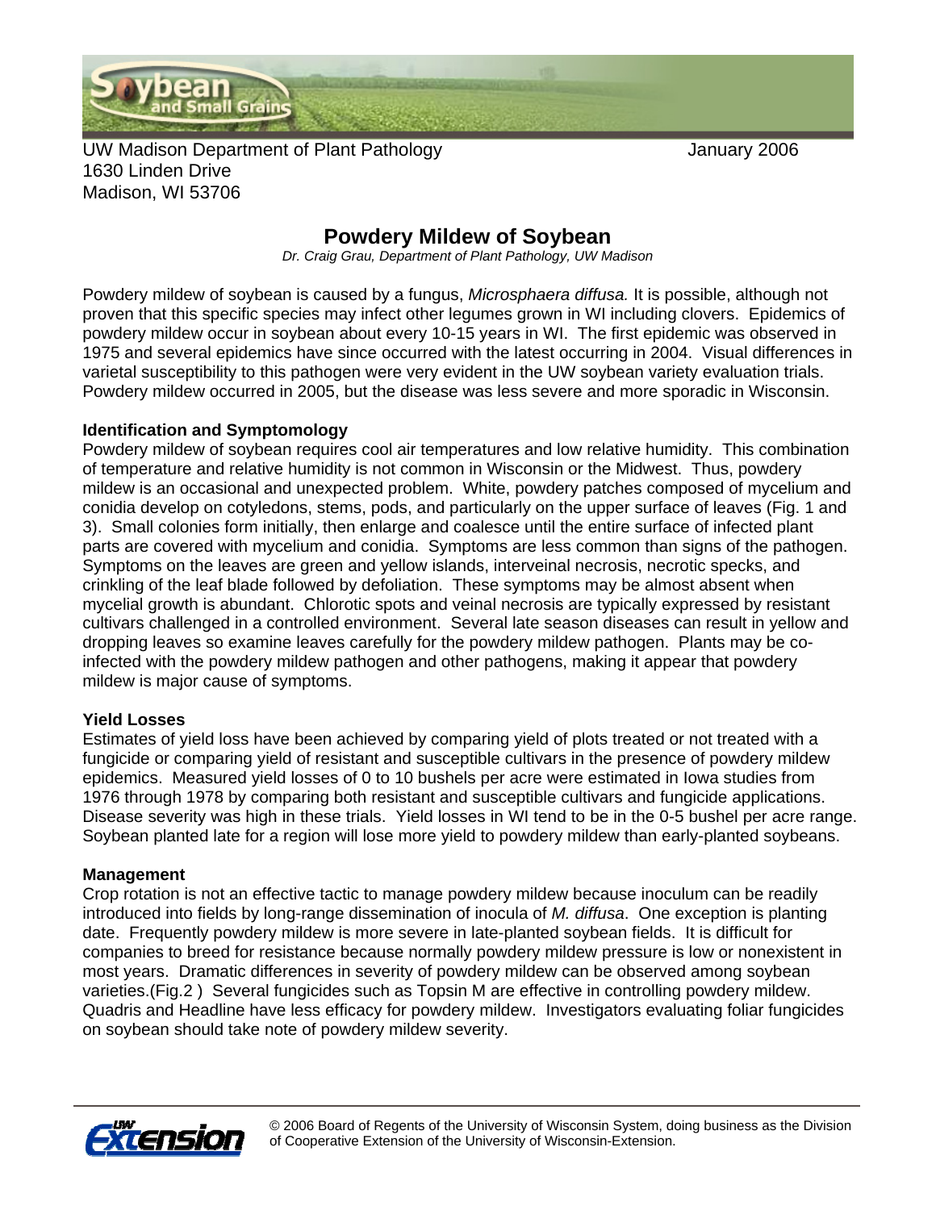UW Madison Department of Plant Pathology
1630 Linden Drive
Madison, WI 53706

January 2006

# Powdery Mildew of Soybean

*Dr. Craig Grau, Department of Plant Pathology, UW Madison*

Powdery mildew of soybean is caused by a fungus, *Microsphaera diffusa.* It is possible, although not proven that this specific species may infect other legumes grown in WI including clovers. Epidemics of powdery mildew occur in soybean about every 10-15 years in WI. The first epidemic was observed in 1975 and several epidemics have since occurred with the latest occurring in 2004. Visual differences in varietal susceptibility to this pathogen were very evident in the UW soybean variety evaluation trials. Powdery mildew occurred in 2005, but the disease was less severe and more sporadic in Wisconsin.

**Identification and Symptomology**

Powdery mildew of soybean requires cool air temperatures and low relative humidity. This combination of temperature and relative humidity is not common in Wisconsin or the Midwest. Thus, powdery mildew is an occasional and unexpected problem. White, powdery patches composed of mycelium and conidia develop on cotyledons, stems, pods, and particularly on the upper surface of leaves (Fig. 1 and 3). Small colonies form initially, then enlarge and coalesce until the entire surface of infected plant parts are covered with mycelium and conidia. Symptoms are less common than signs of the pathogen. Symptoms on the leaves are green and yellow islands, interveinal necrosis, necrotic specks, and crinkling of the leaf blade followed by defoliation. These symptoms may be almost absent when mycelial growth is abundant. Chlorotic spots and veinal necrosis are typically expressed by resistant cultivars challenged in a controlled environment. Several late season diseases can result in yellow and dropping leaves so examine leaves carefully for the powdery mildew pathogen. Plants may be co-infected with the powdery mildew pathogen and other pathogens, making it appear that powdery mildew is major cause of symptoms.

**Yield Losses**

Estimates of yield loss have been achieved by comparing yield of plots treated or not treated with a fungicide or comparing yield of resistant and susceptible cultivars in the presence of powdery mildew epidemics. Measured yield losses of 0 to 10 bushels per acre were estimated in Iowa studies from 1976 through 1978 by comparing both resistant and susceptible cultivars and fungicide applications. Disease severity was high in these trials. Yield losses in WI tend to be in the 0-5 bushel per acre range. Soybean planted late for a region will lose more yield to powdery mildew than early-planted soybeans.

**Management**

Crop rotation is not an effective tactic to manage powdery mildew because inoculum can be readily introduced into fields by long-range dissemination of inocula of *M. diffusa*. One exception is planting date. Frequently powdery mildew is more severe in late-planted soybean fields. It is difficult for companies to breed for resistance because normally powdery mildew pressure is low or nonexistent in most years. Dramatic differences in severity of powdery mildew can be observed among soybean varieties.(Fig.2 ) Several fungicides such as Topsin M are effective in controlling powdery mildew. Quadris and Headline have less efficacy for powdery mildew. Investigators evaluating foliar fungicides on soybean should take note of powdery mildew severity.

© 2006 Board of Regents of the University of Wisconsin System, doing business as the Division of Cooperative Extension of the University of Wisconsin-Extension.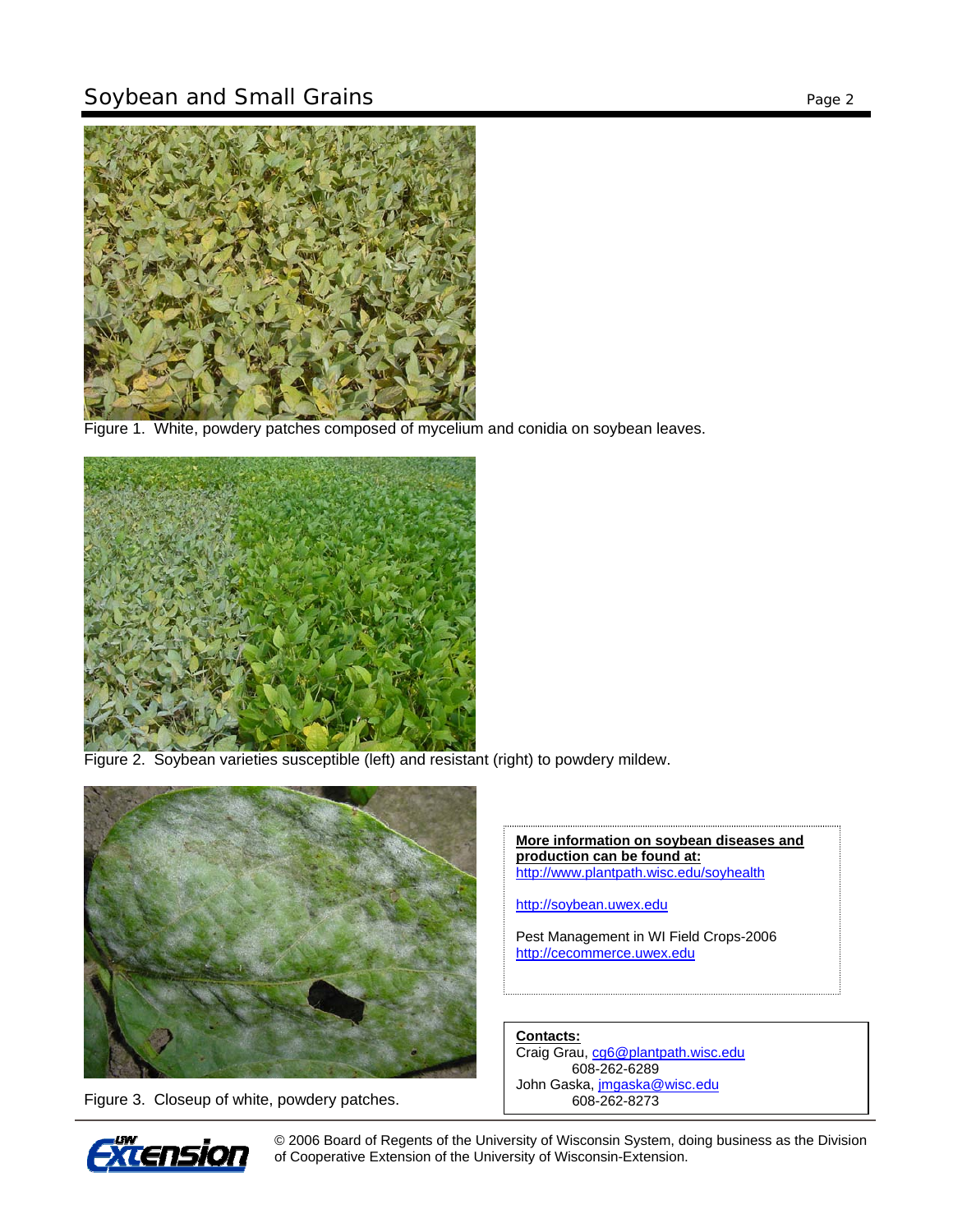Figure 1. White, powdery patches composed of mycelium and conidia on soybean leaves.

Figure 2. Soybean varieties susceptible (left) and resistant (right) to powdery mildew.

Figure 3. Closeup of white, powdery patches.

**More information on soybean diseases and production can be found at:**
http://www.plantpath.wisc.edu/soyhealth

http://soybean.uwex.edu

Pest Management in WI Field Crops-2006
http://cecommerce.uwex.edu

**Contacts:**
Craig Grau, cg6@plantpath.wisc.edu
608-262-6289
John Gaska, jmgaska@wisc.edu
608-262-8273

© 2006 Board of Regents of the University of Wisconsin System, doing business as the Division of Cooperative Extension of the University of Wisconsin-Extension.